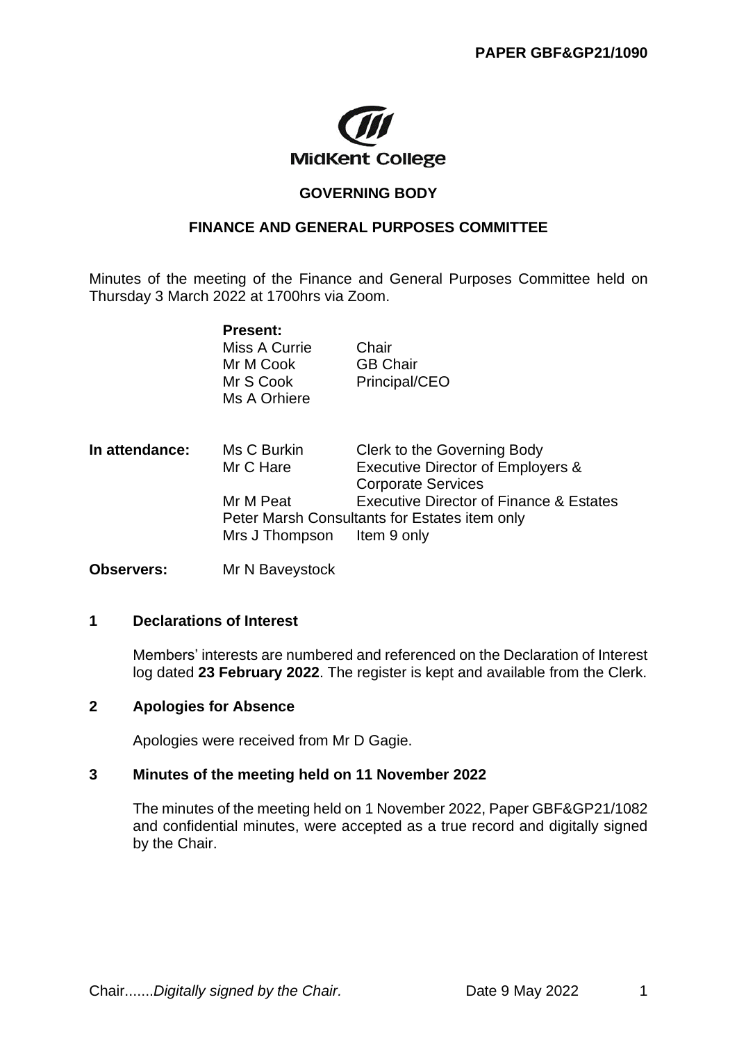**PAPER GBF&GP21/1090**

MidKent College

## GOVERNING BODY

## FINANCE AND GENERAL PURPOSES COMMITTEE

Minutes of the meeting of the Finance and General Purposes Committee held on Thursday 3 March 2022 at 1700hrs via Zoom.

| | | |
|---|---|---|
| | **Present:** | |
| | Miss A Currie | Chair |
| | Mr M Cook | GB Chair |
| | Mr S Cook | Principal/CEO |
| | Ms A Orhiere | |
| **In attendance:** | Ms C Burkin | Clerk to the Governing Body |
| | Mr C Hare | Executive Director of Employers & Corporate Services |
| | Mr M Peat | Executive Director of Finance & Estates |
| | Peter Marsh Consultants for Estates item only | |
| | Mrs J Thompson | Item 9 only |
| **Observers:** | Mr N Baveystock | |

### 1 Declarations of Interest

Members' interests are numbered and referenced on the Declaration of Interest log dated **23 February 2022**. The register is kept and available from the Clerk.

### 2 Apologies for Absence

Apologies were received from Mr D Gagie.

### 3 Minutes of the meeting held on 11 November 2022

The minutes of the meeting held on 1 November 2022, Paper GBF&GP21/1082 and confidential minutes, were accepted as a true record and digitally signed by the Chair.

Chair.......*Digitally signed by the Chair.* Date 9 May 2022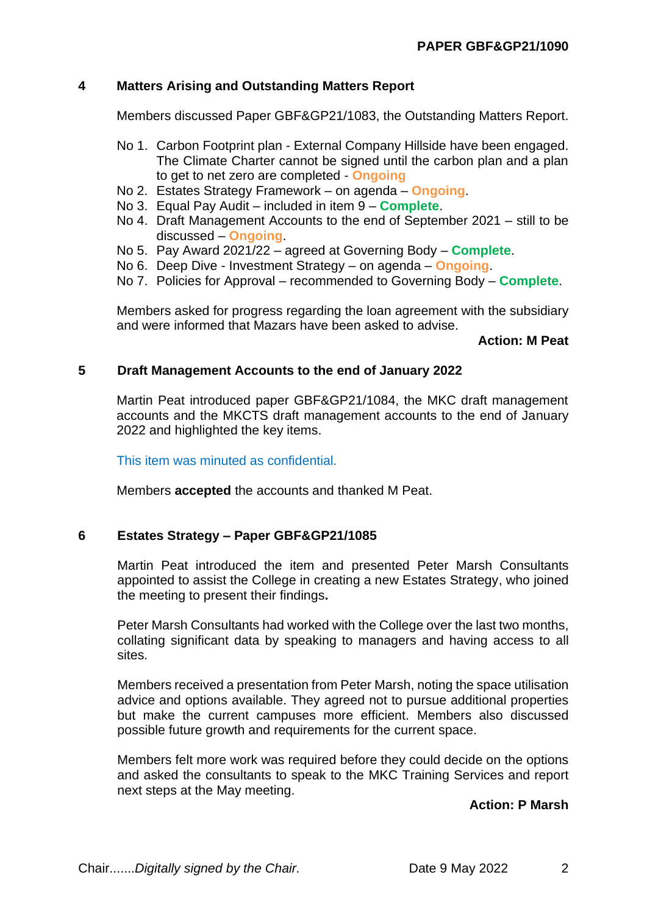**PAPER GBF&GP21/1090**

## 4 Matters Arising and Outstanding Matters Report

Members discussed Paper GBF&GP21/1083, the Outstanding Matters Report.

No 1. Carbon Footprint plan - External Company Hillside have been engaged. The Climate Charter cannot be signed until the carbon plan and a plan to get to net zero are completed - **Ongoing**
No 2. Estates Strategy Framework – on agenda – **Ongoing**.
No 3. Equal Pay Audit – included in item 9 – **Complete**.
No 4. Draft Management Accounts to the end of September 2021 – still to be discussed – **Ongoing**.
No 5. Pay Award 2021/22 – agreed at Governing Body – **Complete**.
No 6. Deep Dive - Investment Strategy – on agenda – **Ongoing**.
No 7. Policies for Approval – recommended to Governing Body – **Complete**.

Members asked for progress regarding the loan agreement with the subsidiary and were informed that Mazars have been asked to advise.

**Action: M Peat**

## 5 Draft Management Accounts to the end of January 2022

Martin Peat introduced paper GBF&GP21/1084, the MKC draft management accounts and the MKCTS draft management accounts to the end of January 2022 and highlighted the key items.

This item was minuted as confidential.

Members **accepted** the accounts and thanked M Peat.

## 6 Estates Strategy – Paper GBF&GP21/1085

Martin Peat introduced the item and presented Peter Marsh Consultants appointed to assist the College in creating a new Estates Strategy, who joined the meeting to present their findings**.**

Peter Marsh Consultants had worked with the College over the last two months, collating significant data by speaking to managers and having access to all sites.

Members received a presentation from Peter Marsh, noting the space utilisation advice and options available. They agreed not to pursue additional properties but make the current campuses more efficient. Members also discussed possible future growth and requirements for the current space.

Members felt more work was required before they could decide on the options and asked the consultants to speak to the MKC Training Services and report next steps at the May meeting.

**Action: P Marsh**

Chair.......*Digitally signed by the Chair.* Date 9 May 2022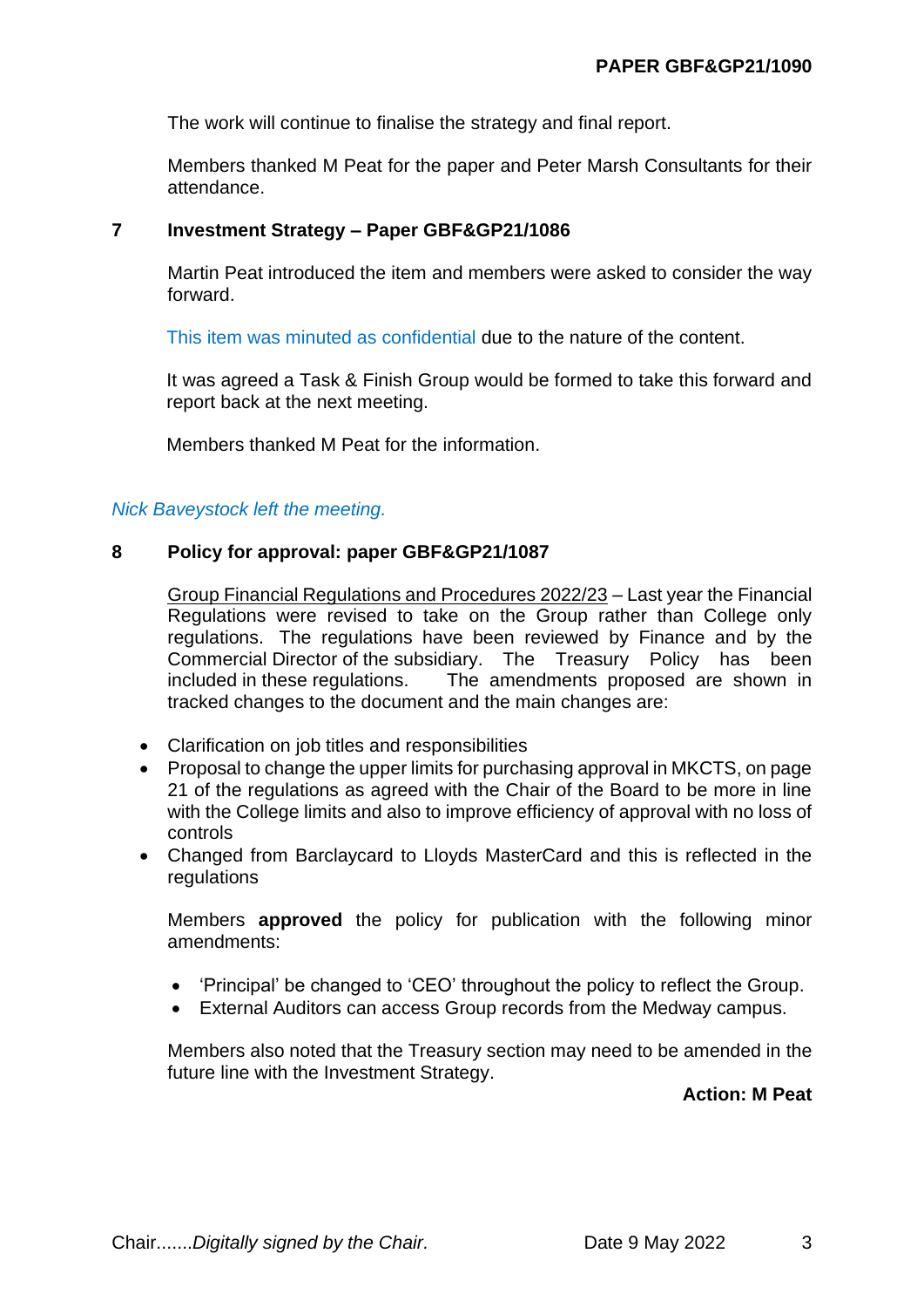The work will continue to finalise the strategy and final report.

Members thanked M Peat for the paper and Peter Marsh Consultants for their attendance.

## 7 Investment Strategy – Paper GBF&GP21/1086

Martin Peat introduced the item and members were asked to consider the way forward.

This item was minuted as confidential due to the nature of the content.

It was agreed a Task & Finish Group would be formed to take this forward and report back at the next meeting.

Members thanked M Peat for the information.

*Nick Baveystock left the meeting.*

## 8 Policy for approval: paper GBF&GP21/1087

Group Financial Regulations and Procedures 2022/23 – Last year the Financial Regulations were revised to take on the Group rather than College only regulations. The regulations have been reviewed by Finance and by the Commercial Director of the subsidiary. The Treasury Policy has been included in these regulations. The amendments proposed are shown in tracked changes to the document and the main changes are:

- Clarification on job titles and responsibilities
- Proposal to change the upper limits for purchasing approval in MKCTS, on page 21 of the regulations as agreed with the Chair of the Board to be more in line with the College limits and also to improve efficiency of approval with no loss of controls
- Changed from Barclaycard to Lloyds MasterCard and this is reflected in the regulations

Members **approved** the policy for publication with the following minor amendments:

- 'Principal' be changed to 'CEO' throughout the policy to reflect the Group.
- External Auditors can access Group records from the Medway campus.

Members also noted that the Treasury section may need to be amended in the future line with the Investment Strategy.

**Action: M Peat**

Chair.......*Digitally signed by the Chair.* Date 9 May 2022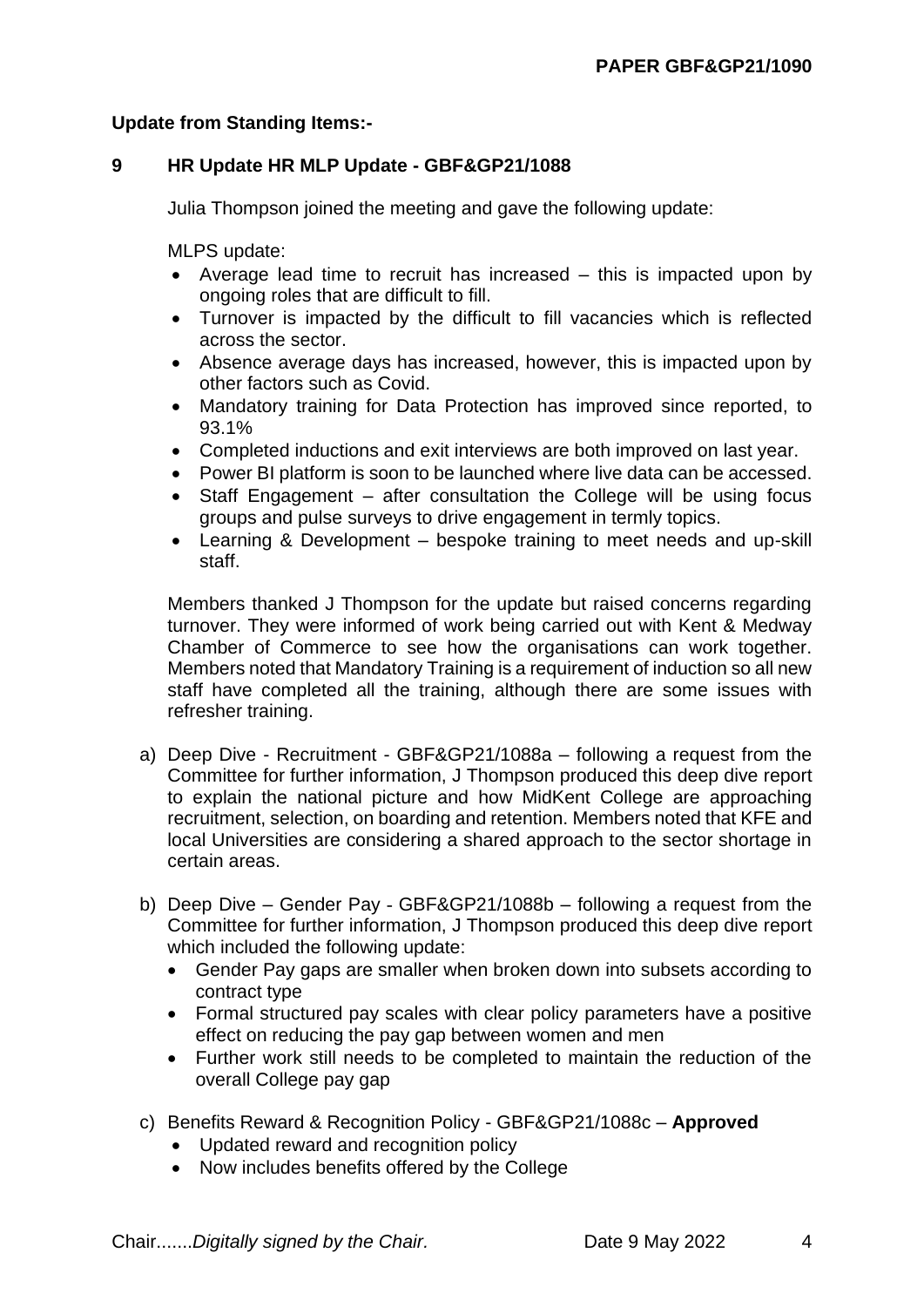**Update from Standing Items:-**

## 9 HR Update HR MLP Update - GBF&GP21/1088

Julia Thompson joined the meeting and gave the following update:

MLPS update:

- Average lead time to recruit has increased – this is impacted upon by ongoing roles that are difficult to fill.
- Turnover is impacted by the difficult to fill vacancies which is reflected across the sector.
- Absence average days has increased, however, this is impacted upon by other factors such as Covid.
- Mandatory training for Data Protection has improved since reported, to 93.1%
- Completed inductions and exit interviews are both improved on last year.
- Power BI platform is soon to be launched where live data can be accessed.
- Staff Engagement – after consultation the College will be using focus groups and pulse surveys to drive engagement in termly topics.
- Learning & Development – bespoke training to meet needs and up-skill staff.

Members thanked J Thompson for the update but raised concerns regarding turnover. They were informed of work being carried out with Kent & Medway Chamber of Commerce to see how the organisations can work together. Members noted that Mandatory Training is a requirement of induction so all new staff have completed all the training, although there are some issues with refresher training.

a) Deep Dive - Recruitment - GBF&GP21/1088a – following a request from the Committee for further information, J Thompson produced this deep dive report to explain the national picture and how MidKent College are approaching recruitment, selection, on boarding and retention. Members noted that KFE and local Universities are considering a shared approach to the sector shortage in certain areas.

b) Deep Dive – Gender Pay - GBF&GP21/1088b – following a request from the Committee for further information, J Thompson produced this deep dive report which included the following update:
   - Gender Pay gaps are smaller when broken down into subsets according to contract type
   - Formal structured pay scales with clear policy parameters have a positive effect on reducing the pay gap between women and men
   - Further work still needs to be completed to maintain the reduction of the overall College pay gap

c) Benefits Reward & Recognition Policy - GBF&GP21/1088c – **Approved**
   - Updated reward and recognition policy
   - Now includes benefits offered by the College

Chair.......*Digitally signed by the Chair.* Date 9 May 2022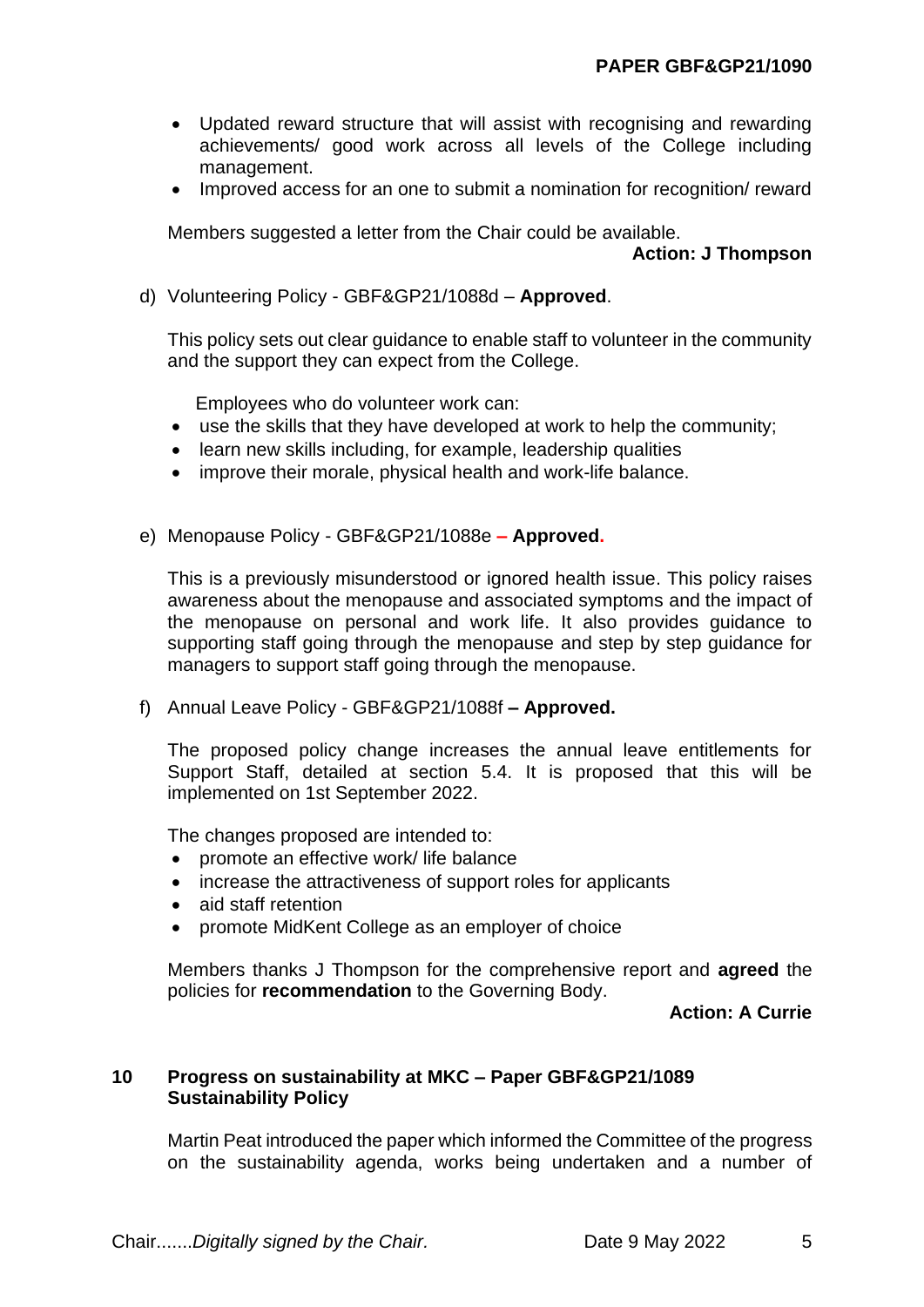- Updated reward structure that will assist with recognising and rewarding achievements/ good work across all levels of the College including management.
- Improved access for an one to submit a nomination for recognition/ reward

Members suggested a letter from the Chair could be available.

**Action: J Thompson**

d) Volunteering Policy - GBF&GP21/1088d – **Approved**.

This policy sets out clear guidance to enable staff to volunteer in the community and the support they can expect from the College.

Employees who do volunteer work can:

- use the skills that they have developed at work to help the community;
- learn new skills including, for example, leadership qualities
- improve their morale, physical health and work-life balance.

e) Menopause Policy - GBF&GP21/1088e **– Approved.**

This is a previously misunderstood or ignored health issue. This policy raises awareness about the menopause and associated symptoms and the impact of the menopause on personal and work life. It also provides guidance to supporting staff going through the menopause and step by step guidance for managers to support staff going through the menopause.

f) Annual Leave Policy - GBF&GP21/1088f **– Approved.**

The proposed policy change increases the annual leave entitlements for Support Staff, detailed at section 5.4. It is proposed that this will be implemented on 1st September 2022.

The changes proposed are intended to:

- promote an effective work/ life balance
- increase the attractiveness of support roles for applicants
- aid staff retention
- promote MidKent College as an employer of choice

Members thanks J Thompson for the comprehensive report and **agreed** the policies for **recommendation** to the Governing Body.

**Action: A Currie**

**10 Progress on sustainability at MKC – Paper GBF&GP21/1089 Sustainability Policy**

Martin Peat introduced the paper which informed the Committee of the progress on the sustainability agenda, works being undertaken and a number of

Chair.......*Digitally signed by the Chair.* Date 9 May 2022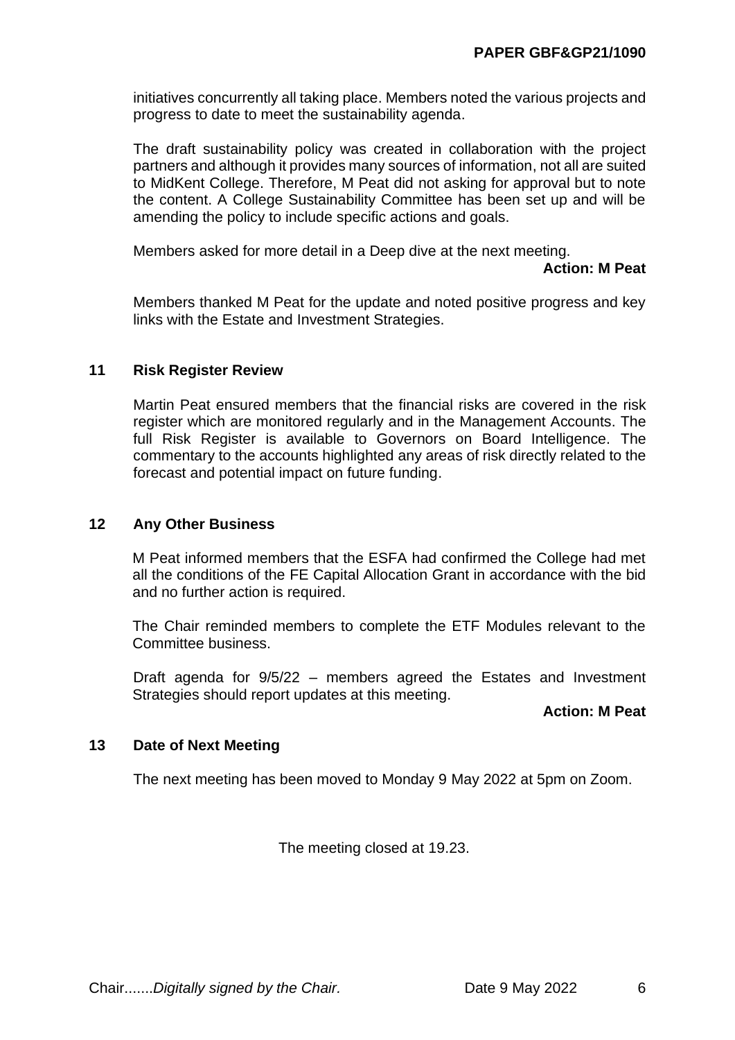initiatives concurrently all taking place. Members noted the various projects and progress to date to meet the sustainability agenda.

The draft sustainability policy was created in collaboration with the project partners and although it provides many sources of information, not all are suited to MidKent College. Therefore, M Peat did not asking for approval but to note the content. A College Sustainability Committee has been set up and will be amending the policy to include specific actions and goals.

Members asked for more detail in a Deep dive at the next meeting.

**Action: M Peat**

Members thanked M Peat for the update and noted positive progress and key links with the Estate and Investment Strategies.

## 11 Risk Register Review

Martin Peat ensured members that the financial risks are covered in the risk register which are monitored regularly and in the Management Accounts. The full Risk Register is available to Governors on Board Intelligence. The commentary to the accounts highlighted any areas of risk directly related to the forecast and potential impact on future funding.

## 12 Any Other Business

M Peat informed members that the ESFA had confirmed the College had met all the conditions of the FE Capital Allocation Grant in accordance with the bid and no further action is required.

The Chair reminded members to complete the ETF Modules relevant to the Committee business.

Draft agenda for 9/5/22 – members agreed the Estates and Investment Strategies should report updates at this meeting.

**Action: M Peat**

## 13 Date of Next Meeting

The next meeting has been moved to Monday 9 May 2022 at 5pm on Zoom.

The meeting closed at 19.23.

Chair.......*Digitally signed by the Chair.* Date 9 May 2022